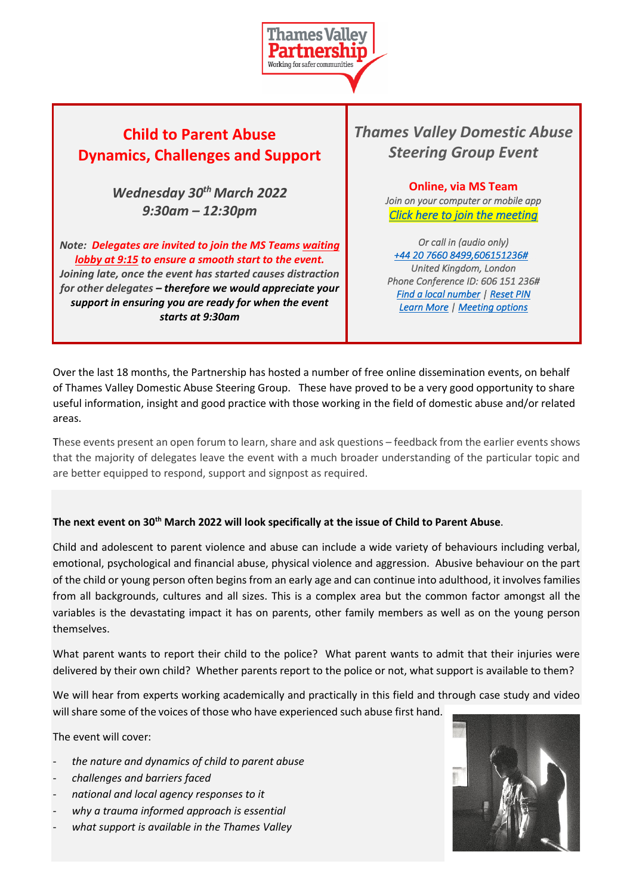Thames Valley Partnership
Working for safer communities

## Child to Parent Abuse
## Dynamics, Challenges and Support

***Wednesday 30th March 2022***
***9:30am – 12:30pm***

***Note: Delegates are invited to join the MS Teams waiting lobby at 9:15 to ensure a smooth start to the event.*** ***Joining late, once the event has started causes distraction for other delegates – therefore we would appreciate your support in ensuring you are ready for when the event starts at 9:30am***

## *Thames Valley Domestic Abuse Steering Group Event*

**Online, via MS Team**
*Join on your computer or mobile app*
*Click here to join the meeting*

*Or call in (audio only)*
*+44 20 7660 8499,,606151236#*
*United Kingdom, London*
*Phone Conference ID: 606 151 236#*
*Find a local number | Reset PIN*
*Learn More | Meeting options*

Over the last 18 months, the Partnership has hosted a number of free online dissemination events, on behalf of Thames Valley Domestic Abuse Steering Group. These have proved to be a very good opportunity to share useful information, insight and good practice with those working in the field of domestic abuse and/or related areas.

These events present an open forum to learn, share and ask questions – feedback from the earlier events shows that the majority of delegates leave the event with a much broader understanding of the particular topic and are better equipped to respond, support and signpost as required.

**The next event on 30th March 2022 will look specifically at the issue of Child to Parent Abuse**.

Child and adolescent to parent violence and abuse can include a wide variety of behaviours including verbal, emotional, psychological and financial abuse, physical violence and aggression. Abusive behaviour on the part of the child or young person often begins from an early age and can continue into adulthood, it involves families from all backgrounds, cultures and all sizes. This is a complex area but the common factor amongst all the variables is the devastating impact it has on parents, other family members as well as on the young person themselves.

What parent wants to report their child to the police? What parent wants to admit that their injuries were delivered by their own child? Whether parents report to the police or not, what support is available to them?

We will hear from experts working academically and practically in this field and through case study and video will share some of the voices of those who have experienced such abuse first hand.

The event will cover:

- *the nature and dynamics of child to parent abuse*
- *challenges and barriers faced*
- *national and local agency responses to it*
- *why a trauma informed approach is essential*
- *what support is available in the Thames Valley*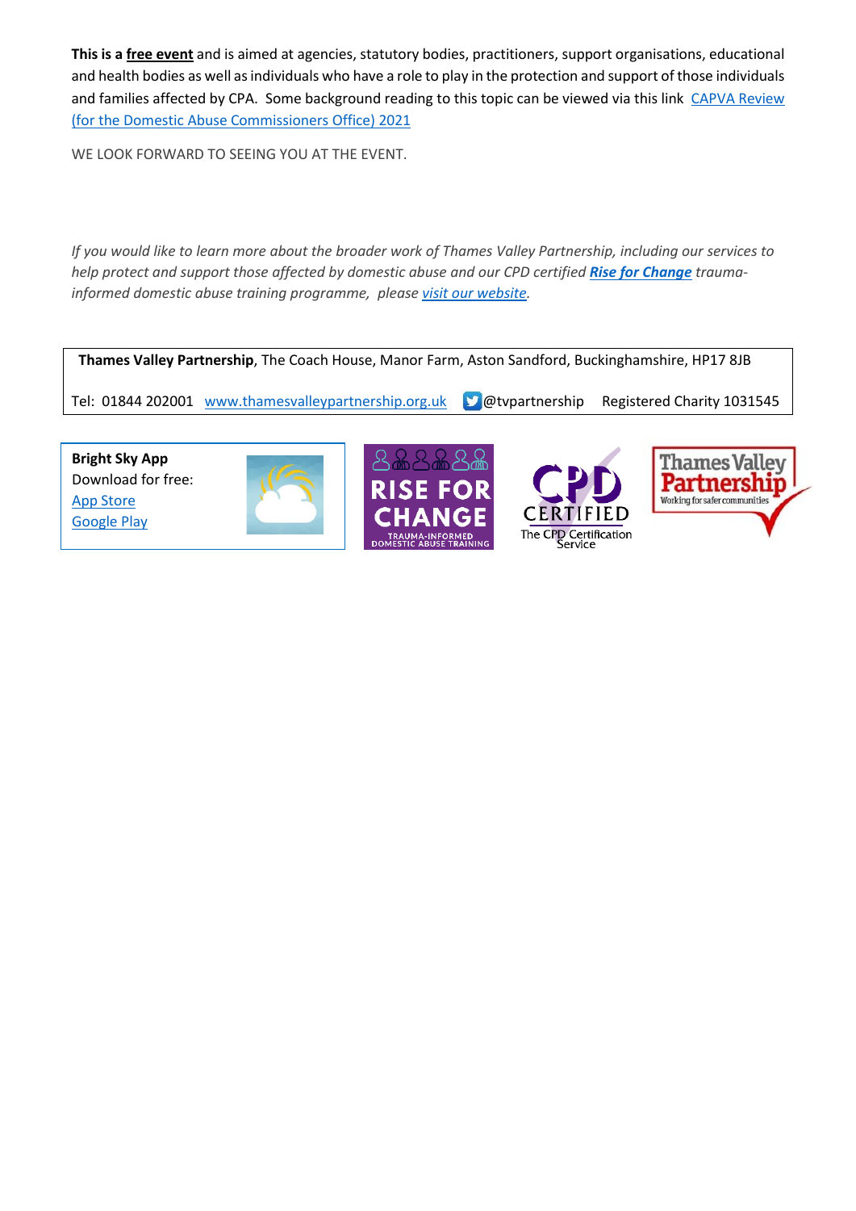**This is a free event** and is aimed at agencies, statutory bodies, practitioners, support organisations, educational and health bodies as well as individuals who have a role to play in the protection and support of those individuals and families affected by CPA. Some background reading to this topic can be viewed via this link CAPVA Review (for the Domestic Abuse Commissioners Office) 2021

WE LOOK FORWARD TO SEEING YOU AT THE EVENT.

*If you would like to learn more about the broader work of Thames Valley Partnership, including our services to help protect and support those affected by domestic abuse and our CPD certified* ***Rise for Change*** *trauma-informed domestic abuse training programme, please visit our website.*

**Thames Valley Partnership**, The Coach House, Manor Farm, Aston Sandford, Buckinghamshire, HP17 8JB

Tel: 01844 202001 www.thamesvalleypartnership.org.uk @tvpartnership Registered Charity 1031545

**Bright Sky App**
Download for free:
App Store
Google Play

RISE FOR CHANGE
TRAUMA-INFORMED DOMESTIC ABUSE TRAINING

CPD CERTIFIED
The CPD Certification Service

Thames Valley Partnership
Working for safer communities